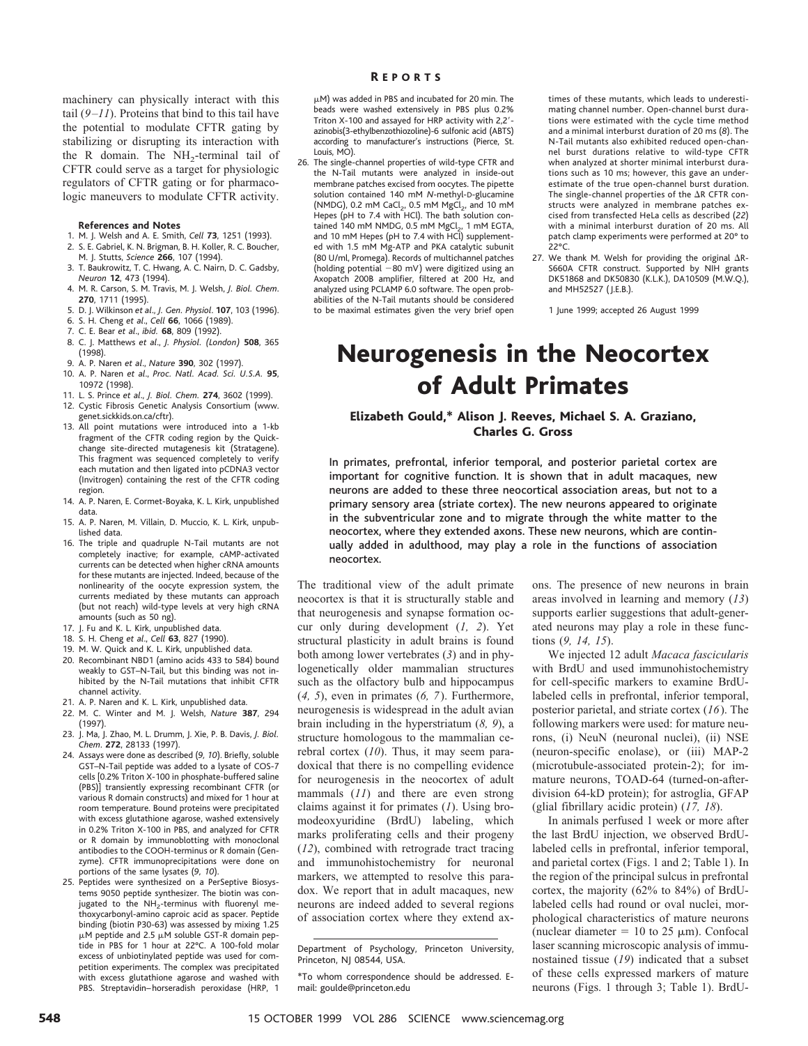machinery can physically interact with this tail (9–11). Proteins that bind to this tail have the potential to modulate CFTR gating by stabilizing or disrupting its interaction with the R domain. The $NH_2$-terminal tail of CFTR could serve as a target for physiologic regulators of CFTR gating or for pharmacologic maneuvers to modulate CFTR activity.

**References and Notes**

1. M. J. Welsh and A. E. Smith, *Cell* **73**, 1251 (1993).
2. S. E. Gabriel, K. N. Brigman, B. H. Koller, R. C. Boucher, M. J. Stutts, *Science* **266**, 107 (1994).
3. T. Baukrowitz, T. C. Hwang, A. C. Nairn, D. C. Gadsby, *Neuron* **12**, 473 (1994).
4. M. R. Carson, S. M. Travis, M. J. Welsh, *J. Biol. Chem.* **270**, 1711 (1995).
5. D. J. Wilkinson *et al.*, *J. Gen. Physiol.* **107**, 103 (1996).
6. S. H. Cheng *et al.*, *Cell* **66**, 1066 (1989).
7. C. E. Bear *et al.*, *ibid.* **68**, 809 (1992).
8. C. J. Matthews *et al.*, *J. Physiol. (London)* **508**, 365 (1998).
9. A. P. Naren *et al.*, *Nature* **390**, 302 (1997).
10. A. P. Naren *et al.*, *Proc. Natl. Acad. Sci. U.S.A.* **95**, 10972 (1998).
11. L. S. Prince *et al.*, *J. Biol. Chem.* **274**, 3602 (1999).
12. Cystic Fibrosis Genetic Analysis Consortium (www.genet.sickkids.on.ca/cftr).
13. All point mutations were introduced into a 1-kb fragment of the CFTR coding region by the Quick-change site-directed mutagenesis kit (Stratagene). This fragment was sequenced completely to verify each mutation and then ligated into pCDNA3 vector (Invitrogen) containing the rest of the CFTR coding region.
14. A. P. Naren, E. Cormet-Boyaka, K. L. Kirk, unpublished data.
15. A. P. Naren, M. Villain, D. Muccio, K. L. Kirk, unpublished data.
16. The triple and quadruple N-Tail mutants are not completely inactive; for example, cAMP-activated currents can be detected when higher cRNA amounts for these mutants are injected. Indeed, because of the nonlinearity of the oocyte expression system, the currents mediated by these mutants can approach (but not reach) wild-type levels at very high cRNA amounts (such as 50 ng).
17. J. Fu and K. L. Kirk, unpublished data.
18. S. H. Cheng *et al.*, *Cell* **63**, 827 (1990).
19. M. W. Quick and K. L. Kirk, unpublished data.
20. Recombinant NBD1 (amino acids 433 to 584) bound weakly to GST–N-Tail, but this binding was not inhibited by the N-Tail mutations that inhibit CFTR channel activity.
21. A. P. Naren and K. L. Kirk, unpublished data.
22. M. C. Winter and M. J. Welsh, *Nature* **387**, 294 (1997).
23. J. Ma, J. Zhao, M. L. Drumm, J. Xie, P. B. Davis, *J. Biol. Chem.* **272**, 28133 (1997).
24. Assays were done as described (9, 10). Briefly, soluble GST–N-Tail peptide was added to a lysate of COS-7 cells [0.2% Triton X-100 in phosphate-buffered saline (PBS)] transiently expressing recombinant CFTR (or various R domain constructs) and mixed for 1 hour at room temperature. Bound proteins were precipitated with excess glutathione agarose, washed extensively in 0.2% Triton X-100 in PBS, and analyzed for CFTR or R domain by immunoblotting with monoclonal antibodies to the COOH-terminus or R domain (Genzyme). CFTR immunoprecipitations were done on portions of the same lysates (9, 10).
25. Peptides were synthesized on a PerSeptive Biosystems 9050 peptide synthesizer. The biotin was conjugated to the $NH_2$-terminus with fluorenyl methoxycarbonyl-amino caproic acid as spacer. Peptide binding (biotin P30-63) was assessed by mixing 1.25 μM peptide and 2.5 μM soluble GST-R domain peptide in PBS for 1 hour at 22°C. A 100-fold molar excess of unbiotinylated peptide was used for competition experiments. The complex was precipitated with excess glutathione agarose and washed with PBS. Streptavidin–horseradish peroxidase (HRP, 1 μM) was added in PBS and incubated for 20 min. The beads were washed extensively in PBS plus 0.2% Triton X-100 and assayed for HRP activity with 2,2′-azinobis(3-ethylbenzothiozoline)-6 sulfonic acid (ABTS) according to manufacturer's instructions (Pierce, St. Louis, MO).
26. The single-channel properties of wild-type CFTR and the N-Tail mutants were analyzed in inside-out membrane patches excised from oocytes. The pipette solution contained 140 mM *N*-methyl-D-glucamine (NMDG), 0.2 mM $CaCl_2$, 0.5 mM $MgCl_2$, and 10 mM Hepes (pH to 7.4 with HCl). The bath solution contained 140 mM NMDG, 0.5 mM $MgCl_2$, 1 mM EGTA, and 10 mM Hepes (pH to 7.4 with HCl) supplemented with 1.5 mM Mg-ATP and PKA catalytic subunit (80 U/ml, Promega). Records of multichannel patches (holding potential −80 mV) were digitized using an Axopatch 200B amplifier, filtered at 200 Hz, and analyzed using PCLAMP 6.0 software. The open probabilities of the N-Tail mutants should be considered to be maximal estimates given the very brief open times of these mutants, which leads to underestimating channel number. Open-channel burst durations were estimated with the cycle time method and a minimal interburst duration of 20 ms (8). The N-Tail mutants also exhibited reduced open-channel burst durations relative to wild-type CFTR when analyzed at shorter minimal interburst durations such as 10 ms; however, this gave an underestimate of the true open-channel burst duration. The single-channel properties of the ΔR CFTR constructs were analyzed in membrane patches excised from transfected HeLa cells as described (22) with a minimal interburst duration of 20 ms. All patch clamp experiments were performed at 20° to 22°C.
27. We thank M. Welsh for providing the original ΔR-S660A CFTR construct. Supported by NIH grants DK51868 and DK50830 (K.L.K.), DA10509 (M.W.Q.), and MH52527 (J.E.B.).

1 June 1999; accepted 26 August 1999

# Neurogenesis in the Neocortex of Adult Primates

**Elizabeth Gould,\* Alison J. Reeves, Michael S. A. Graziano, Charles G. Gross**

**In primates, prefrontal, inferior temporal, and posterior parietal cortex are important for cognitive function. It is shown that in adult macaques, new neurons are added to these three neocortical association areas, but not to a primary sensory area (striate cortex). The new neurons appeared to originate in the subventricular zone and to migrate through the white matter to the neocortex, where they extended axons. These new neurons, which are continually added in adulthood, may play a role in the functions of association neocortex.**

The traditional view of the adult primate neocortex is that it is structurally stable and that neurogenesis and synapse formation occur only during development (1, 2). Yet structural plasticity in adult brains is found both among lower vertebrates (3) and in phylogenetically older mammalian structures such as the olfactory bulb and hippocampus (4, 5), even in primates (6, 7). Furthermore, neurogenesis is widespread in the adult avian brain including in the hyperstriatum (8, 9), a structure homologous to the mammalian cerebral cortex (10). Thus, it may seem paradoxical that there is no compelling evidence for neurogenesis in the neocortex of adult mammals (11) and there are even strong claims against it for primates (1). Using bromodeoxyuridine (BrdU) labeling, which marks proliferating cells and their progeny (12), combined with retrograde tract tracing and immunohistochemistry for neuronal markers, we attempted to resolve this paradox. We report that in adult macaques, new neurons are indeed added to several regions of association cortex where they extend axons. The presence of new neurons in brain areas involved in learning and memory (13) supports earlier suggestions that adult-generated neurons may play a role in these functions (9, 14, 15).

We injected 12 adult *Macaca fascicularis* with BrdU and used immunohistochemistry for cell-specific markers to examine BrdU-labeled cells in prefrontal, inferior temporal, posterior parietal, and striate cortex (16). The following markers were used: for mature neurons, (i) NeuN (neuronal nuclei), (ii) NSE (neuron-specific enolase), or (iii) MAP-2 (microtubule-associated protein-2); for immature neurons, TOAD-64 (turned-on-after-division 64-kD protein); for astroglia, GFAP (glial fibrillary acidic protein) (17, 18).

In animals perfused 1 week or more after the last BrdU injection, we observed BrdU-labeled cells in prefrontal, inferior temporal, and parietal cortex (Figs. 1 and 2; Table 1). In the region of the principal sulcus in prefrontal cortex, the majority (62% to 84%) of BrdU-labeled cells had round or oval nuclei, morphological characteristics of mature neurons (nuclear diameter = 10 to 25 μm). Confocal laser scanning microscopic analysis of immunostained tissue (19) indicated that a subset of these cells expressed markers of mature neurons (Figs. 1 through 3; Table 1). BrdU-

Department of Psychology, Princeton University, Princeton, NJ 08544, USA.

\*To whom correspondence should be addressed. E-mail: goulde@princeton.edu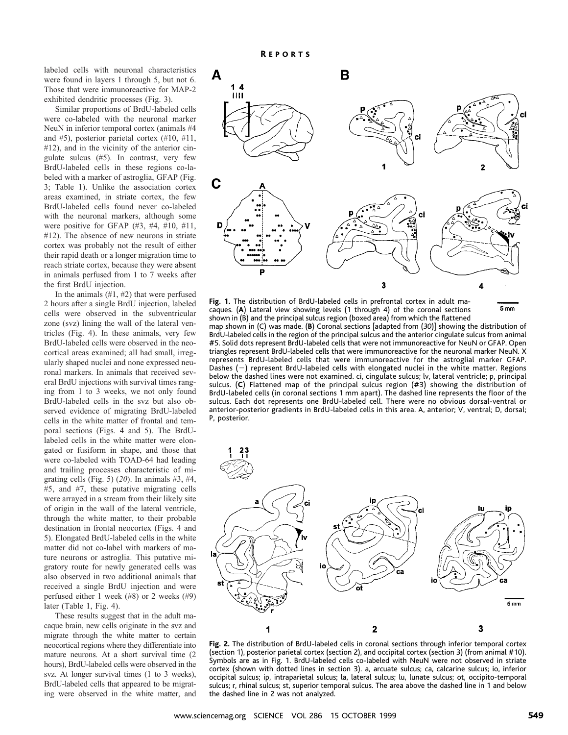labeled cells with neuronal characteristics were found in layers 1 through 5, but not 6. Those that were immunoreactive for MAP-2 exhibited dendritic processes (Fig. 3).

Similar proportions of BrdU-labeled cells were co-labeled with the neuronal marker NeuN in inferior temporal cortex (animals #4 and #5), posterior parietal cortex (#10, #11, #12), and in the vicinity of the anterior cingulate sulcus (#5). In contrast, very few BrdU-labeled cells in these regions co-labeled with a marker of astroglia, GFAP (Fig. 3; Table 1). Unlike the association cortex areas examined, in striate cortex, the few BrdU-labeled cells found never co-labeled with the neuronal markers, although some were positive for GFAP (#3, #4, #10, #11, #12). The absence of new neurons in striate cortex was probably not the result of either their rapid death or a longer migration time to reach striate cortex, because they were absent in animals perfused from 1 to 7 weeks after the first BrdU injection.

In the animals (#1, #2) that were perfused 2 hours after a single BrdU injection, labeled cells were observed in the subventricular zone (svz) lining the wall of the lateral ventricles (Fig. 4). In these animals, very few BrdU-labeled cells were observed in the neocortical areas examined; all had small, irregularly shaped nuclei and none expressed neuronal markers. In animals that received several BrdU injections with survival times ranging from 1 to 3 weeks, we not only found BrdU-labeled cells in the svz but also observed evidence of migrating BrdU-labeled cells in the white matter of frontal and temporal sections (Figs. 4 and 5). The BrdU-labeled cells in the white matter were elongated or fusiform in shape, and those that were co-labeled with TOAD-64 had leading and trailing processes characteristic of migrating cells (Fig. 5) (*20*). In animals #3, #4, #5, and #7, these putative migrating cells were arrayed in a stream from their likely site of origin in the wall of the lateral ventricle, through the white matter, to their probable destination in frontal neocortex (Figs. 4 and 5). Elongated BrdU-labeled cells in the white matter did not co-label with markers of mature neurons or astroglia. This putative migratory route for newly generated cells was also observed in two additional animals that received a single BrdU injection and were perfused either 1 week (#8) or 2 weeks (#9) later (Table 1, Fig. 4).

These results suggest that in the adult macaque brain, new cells originate in the svz and migrate through the white matter to certain neocortical regions where they differentiate into mature neurons. At a short survival time (2 hours), BrdU-labeled cells were observed in the svz. At longer survival times (1 to 3 weeks), BrdU-labeled cells that appeared to be migrating were observed in the white matter, and

**Fig. 1.** The distribution of BrdU-labeled cells in prefrontal cortex in adult macaques. (**A**) Lateral view showing levels (1 through 4) of the coronal sections shown in (B) and the principal sulcus region (boxed area) from which the flattened map shown in (C) was made. (**B**) Coronal sections [adapted from (*30*)] showing the distribution of BrdU-labeled cells in the region of the principal sulcus and the anterior cingulate sulcus from animal #5. Solid dots represent BrdU-labeled cells that were not immunoreactive for NeuN or GFAP. Open triangles represent BrdU-labeled cells that were immunoreactive for the neuronal marker NeuN. X represents BrdU-labeled cells that were immunoreactive for the astroglial marker GFAP. Dashes (−) represent BrdU-labeled cells with elongated nuclei in the white matter. Regions below the dashed lines were not examined. ci, cingulate sulcus; lv, lateral ventricle; p, principal sulcus. (**C**) Flattened map of the principal sulcus region (#3) showing the distribution of BrdU-labeled cells (in coronal sections 1 mm apart). The dashed line represents the floor of the sulcus. Each dot represents one BrdU-labeled cell. There were no obvious dorsal-ventral or anterior-posterior gradients in BrdU-labeled cells in this area. A, anterior; V, ventral; D, dorsal; P, posterior.

**Fig. 2.** The distribution of BrdU-labeled cells in coronal sections through inferior temporal cortex (section 1), posterior parietal cortex (section 2), and occipital cortex (section 3) (from animal #10). Symbols are as in Fig. 1. BrdU-labeled cells co-labeled with NeuN were not observed in striate cortex (shown with dotted lines in section 3). a, arcuate sulcus; ca, calcarine sulcus; io, inferior occipital sulcus; ip, intraparietal sulcus; la, lateral sulcus; lu, lunate sulcus; ot, occipito-temporal sulcus; r, rhinal sulcus; st, superior temporal sulcus. The area above the dashed line in 1 and below the dashed line in 2 was not analyzed.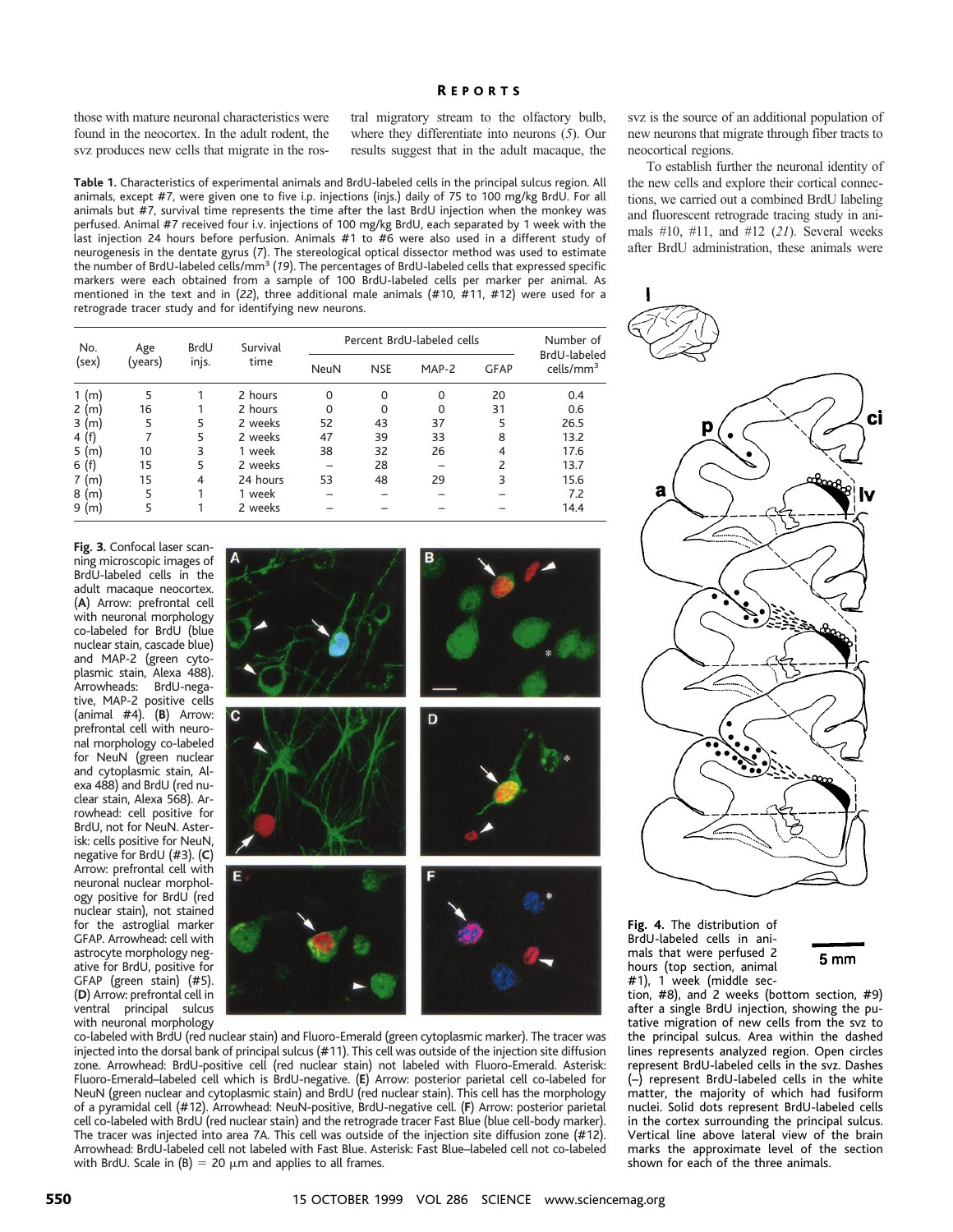those with mature neuronal characteristics were found in the neocortex. In the adult rodent, the svz produces new cells that migrate in the rostral migratory stream to the olfactory bulb, where they differentiate into neurons (5). Our results suggest that in the adult macaque, the svz is the source of an additional population of new neurons that migrate through fiber tracts to neocortical regions.

To establish further the neuronal identity of the new cells and explore their cortical connections, we carried out a combined BrdU labeling and fluorescent retrograde tracing study in animals #10, #11, and #12 (21). Several weeks after BrdU administration, these animals were

**Table 1.** Characteristics of experimental animals and BrdU-labeled cells in the principal sulcus region. All animals, except #7, were given one to five i.p. injections (injs.) daily of 75 to 100 mg/kg BrdU. For all animals but #7, survival time represents the time after the last BrdU injection when the monkey was perfused. Animal #7 received four i.v. injections of 100 mg/kg BrdU, each separated by 1 week with the last injection 24 hours before perfusion. Animals #1 to #6 were also used in a different study of neurogenesis in the dentate gyrus (7). The stereological optical dissector method was used to estimate the number of BrdU-labeled cells/mm$^3$ (19). The percentages of BrdU-labeled cells that expressed specific markers were each obtained from a sample of 100 BrdU-labeled cells per marker per animal. As mentioned in the text and in (22), three additional male animals (#10, #11, #12) were used for a retrograde tracer study and for identifying new neurons.

| No. (sex) | Age (years) | BrdU injs. | Survival time | Percent BrdU-labeled cells | | | | Number of BrdU-labeled cells/mm$^3$ |
|---|---|---|---|---|---|---|---|---|
| | | | | NeuN | NSE | MAP-2 | GFAP | |
| 1 (m) | 5 | 1 | 2 hours | 0 | 0 | 0 | 20 | 0.4 |
| 2 (m) | 16 | 1 | 2 hours | 0 | 0 | 0 | 31 | 0.6 |
| 3 (m) | 5 | 5 | 2 weeks | 52 | 43 | 37 | 5 | 26.5 |
| 4 (f) | 7 | 5 | 2 weeks | 47 | 39 | 33 | 8 | 13.2 |
| 5 (m) | 10 | 3 | 1 week | 38 | 32 | 26 | 4 | 17.6 |
| 6 (f) | 15 | 5 | 2 weeks | – | 28 | – | 2 | 13.7 |
| 7 (m) | 15 | 4 | 24 hours | 53 | 48 | 29 | 3 | 15.6 |
| 8 (m) | 5 | 1 | 1 week | – | – | – | – | 7.2 |
| 9 (m) | 5 | 1 | 2 weeks | – | – | – | – | 14.4 |

**Fig. 3.** Confocal laser scanning microscopic images of BrdU-labeled cells in the adult macaque neocortex. (**A**) Arrow: prefrontal cell with neuronal morphology co-labeled for BrdU (blue nuclear stain, cascade blue) and MAP-2 (green cytoplasmic stain, Alexa 488). Arrowheads: BrdU-negative, MAP-2 positive cells (animal #4). (**B**) Arrow: prefrontal cell with neuronal morphology co-labeled for NeuN (green nuclear and cytoplasmic stain, Alexa 488) and BrdU (red nuclear stain, Alexa 568). Arrowhead: cell positive for BrdU, not for NeuN. Asterisk: cells positive for NeuN, negative for BrdU (#3). (**C**) Arrow: prefrontal cell with neuronal nuclear morphology positive for BrdU (red nuclear stain), not stained for the astroglial marker GFAP. Arrowhead: cell with astrocyte morphology negative for BrdU, positive for GFAP (green stain) (#5). (**D**) Arrow: prefrontal cell in ventral principal sulcus with neuronal morphology co-labeled with BrdU (red nuclear stain) and Fluoro-Emerald (green cytoplasmic marker). The tracer was injected into the dorsal bank of principal sulcus (#11). This cell was outside of the injection site diffusion zone. Arrowhead: BrdU-positive cell (red nuclear stain) not labeled with Fluoro-Emerald. Asterisk: Fluoro-Emerald–labeled cell which is BrdU-negative. (**E**) Arrow: posterior parietal cell co-labeled for NeuN (green nuclear and cytoplasmic stain) and BrdU (red nuclear stain). This cell has the morphology of a pyramidal cell (#12). Arrowhead: NeuN-positive, BrdU-negative cell. (**F**) Arrow: posterior parietal cell co-labeled with BrdU (red nuclear stain) and the retrograde tracer Fast Blue (blue cell-body marker). The tracer was injected into area 7A. This cell was outside of the injection site diffusion zone (#12). Arrowhead: BrdU-labeled cell not labeled with Fast Blue. Asterisk: Fast Blue–labeled cell not co-labeled with BrdU. Scale in (B) = 20 μm and applies to all frames.

**Fig. 4.** The distribution of BrdU-labeled cells in animals that were perfused 2 hours (top section, animal #1), 1 week (middle section, #8), and 2 weeks (bottom section, #9) after a single BrdU injection, showing the putative migration of new cells from the svz to the principal sulcus. Area within the dashed lines represents analyzed region. Open circles represent BrdU-labeled cells in the svz. Dashes (–) represent BrdU-labeled cells in the white matter, the majority of which had fusiform nuclei. Solid dots represent BrdU-labeled cells in the cortex surrounding the principal sulcus. Vertical line above lateral view of the brain marks the approximate level of the section shown for each of the three animals.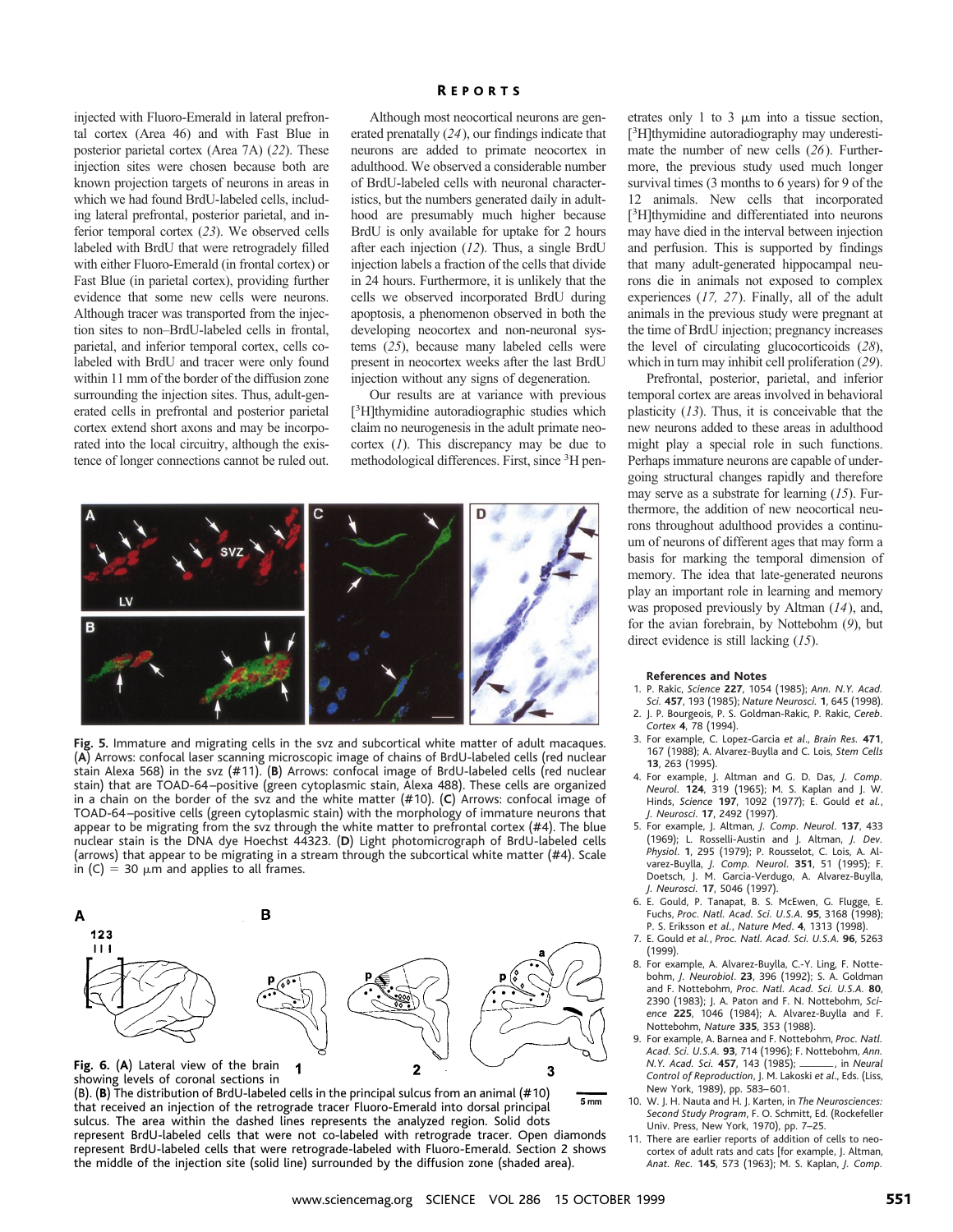injected with Fluoro-Emerald in lateral prefrontal cortex (Area 46) and with Fast Blue in posterior parietal cortex (Area 7A) (*22*). These injection sites were chosen because both are known projection targets of neurons in areas in which we had found BrdU-labeled cells, including lateral prefrontal, posterior parietal, and inferior temporal cortex (*23*). We observed cells labeled with BrdU that were retrogradely filled with either Fluoro-Emerald (in frontal cortex) or Fast Blue (in parietal cortex), providing further evidence that some new cells were neurons. Although tracer was transported from the injection sites to non–BrdU-labeled cells in frontal, parietal, and inferior temporal cortex, cells colabeled with BrdU and tracer were only found within 11 mm of the border of the diffusion zone surrounding the injection sites. Thus, adult-generated cells in prefrontal and posterior parietal cortex extend short axons and may be incorporated into the local circuitry, although the existence of longer connections cannot be ruled out.

Although most neocortical neurons are generated prenatally (*24*), our findings indicate that neurons are added to primate neocortex in adulthood. We observed a considerable number of BrdU-labeled cells with neuronal characteristics, but the numbers generated daily in adulthood are presumably much higher because BrdU is only available for uptake for 2 hours after each injection (*12*). Thus, a single BrdU injection labels a fraction of the cells that divide in 24 hours. Furthermore, it is unlikely that the cells we observed incorporated BrdU during apoptosis, a phenomenon observed in both the developing neocortex and non-neuronal systems (*25*), because many labeled cells were present in neocortex weeks after the last BrdU injection without any signs of degeneration.

Our results are at variance with previous [$^3$H]thymidine autoradiographic studies which claim no neurogenesis in the adult primate neocortex (*1*). This discrepancy may be due to methodological differences. First, since $^3$H penetrates only 1 to 3 μm into a tissue section, [$^3$H]thymidine autoradiography may underestimate the number of new cells (*26*). Furthermore, the previous study used much longer survival times (3 months to 6 years) for 9 of the 12 animals. New cells that incorporated [$^3$H]thymidine and differentiated into neurons may have died in the interval between injection and perfusion. This is supported by findings that many adult-generated hippocampal neurons die in animals not exposed to complex experiences (*17, 27*). Finally, all of the adult animals in the previous study were pregnant at the time of BrdU injection; pregnancy increases the level of circulating glucocorticoids (*28*), which in turn may inhibit cell proliferation (*29*).

Prefrontal, posterior, parietal, and inferior temporal cortex are areas involved in behavioral plasticity (*13*). Thus, it is conceivable that the new neurons added to these areas in adulthood might play a special role in such functions. Perhaps immature neurons are capable of undergoing structural changes rapidly and therefore may serve as a substrate for learning (*15*). Furthermore, the addition of new neocortical neurons throughout adulthood provides a continuum of neurons of different ages that may form a basis for marking the temporal dimension of memory. The idea that late-generated neurons play an important role in learning and memory was proposed previously by Altman (*14*), and, for the avian forebrain, by Nottebohm (*9*), but direct evidence is still lacking (*15*).

**Fig. 5.** Immature and migrating cells in the svz and subcortical white matter of adult macaques. (**A**) Arrows: confocal laser scanning microscopic image of chains of BrdU-labeled cells (red nuclear stain Alexa 568) in the svz (#11). (**B**) Arrows: confocal image of BrdU-labeled cells (red nuclear stain) that are TOAD-64–positive (green cytoplasmic stain, Alexa 488). These cells are organized in a chain on the border of the svz and the white matter (#10). (**C**) Arrows: confocal image of TOAD-64–positive cells (green cytoplasmic stain) with the morphology of immature neurons that appear to be migrating from the svz through the white matter to prefrontal cortex (#4). The blue nuclear stain is the DNA dye Hoechst 44323. (**D**) Light photomicrograph of BrdU-labeled cells (arrows) that appear to be migrating in a stream through the subcortical white matter (#4). Scale in (C) = 30 μm and applies to all frames.

**Fig. 6.** (**A**) Lateral view of the brain showing levels of coronal sections in (B). (**B**) The distribution of BrdU-labeled cells in the principal sulcus from an animal (#10) that received an injection of the retrograde tracer Fluoro-Emerald into dorsal principal sulcus. The area within the dashed lines represents the analyzed region. Solid dots represent BrdU-labeled cells that were not co-labeled with retrograde tracer. Open diamonds represent BrdU-labeled cells that were retrograde-labeled with Fluoro-Emerald. Section 2 shows the middle of the injection site (solid line) surrounded by the diffusion zone (shaded area).

## References and Notes

1. P. Rakic, *Science* **227**, 1054 (1985); *Ann. N.Y. Acad. Sci.* **457**, 193 (1985); *Nature Neurosci.* **1**, 645 (1998).
2. J. P. Bourgeois, P. S. Goldman-Rakic, P. Rakic, *Cereb. Cortex* **4**, 78 (1994).
3. For example, C. Lopez-Garcia *et al.*, *Brain Res.* **471**, 167 (1988); A. Alvarez-Buylla and C. Lois, *Stem Cells* **13**, 263 (1995).
4. For example, J. Altman and G. D. Das, *J. Comp. Neurol.* **124**, 319 (1965); M. S. Kaplan and J. W. Hinds, *Science* **197**, 1092 (1977); E. Gould *et al.*, *J. Neurosci.* **17**, 2492 (1997).
5. For example, J. Altman, *J. Comp. Neurol.* **137**, 433 (1969); L. Rosselli-Austin and J. Altman, *J. Dev. Physiol.* **1**, 295 (1979); P. Rousselot, C. Lois, A. Alvarez-Buylla, *J. Comp. Neurol.* **351**, 51 (1995); F. Doetsch, J. M. Garcia-Verdugo, A. Alvarez-Buylla, *J. Neurosci.* **17**, 5046 (1997).
6. E. Gould, P. Tanapat, B. S. McEwen, G. Flugge, E. Fuchs, *Proc. Natl. Acad. Sci. U.S.A.* **95**, 3168 (1998); P. S. Eriksson *et al.*, *Nature Med.* **4**, 1313 (1998).
7. E. Gould *et al.*, *Proc. Natl. Acad. Sci. U.S.A.* **96**, 5263 (1999).
8. For example, A. Alvarez-Buylla, C.-Y. Ling, F. Nottebohm, *J. Neurobiol.* **23**, 396 (1992); S. A. Goldman and F. Nottebohm, *Proc. Natl. Acad. Sci. U.S.A.* **80**, 2390 (1983); J. A. Paton and F. N. Nottebohm, *Science* **225**, 1046 (1984); A. Alvarez-Buylla and F. Nottebohm, *Nature* **335**, 353 (1988).
9. For example, A. Barnea and F. Nottebohm, *Proc. Natl. Acad. Sci. U.S.A.* **93**, 714 (1996); F. Nottebohm, *Ann. N.Y. Acad. Sci.* **457**, 143 (1985); ———, in *Neural Control of Reproduction*, J. M. Lakoski *et al.*, Eds. (Liss, New York, 1989), pp. 583–601.
10. W. J. H. Nauta and H. J. Karten, in *The Neurosciences: Second Study Program*, F. O. Schmitt, Ed. (Rockefeller Univ. Press, New York, 1970), pp. 7–25.
11. There are earlier reports of addition of cells to neocortex of adult rats and cats [for example, J. Altman, *Anat. Rec.* **145**, 573 (1963); M. S. Kaplan, *J. Comp.*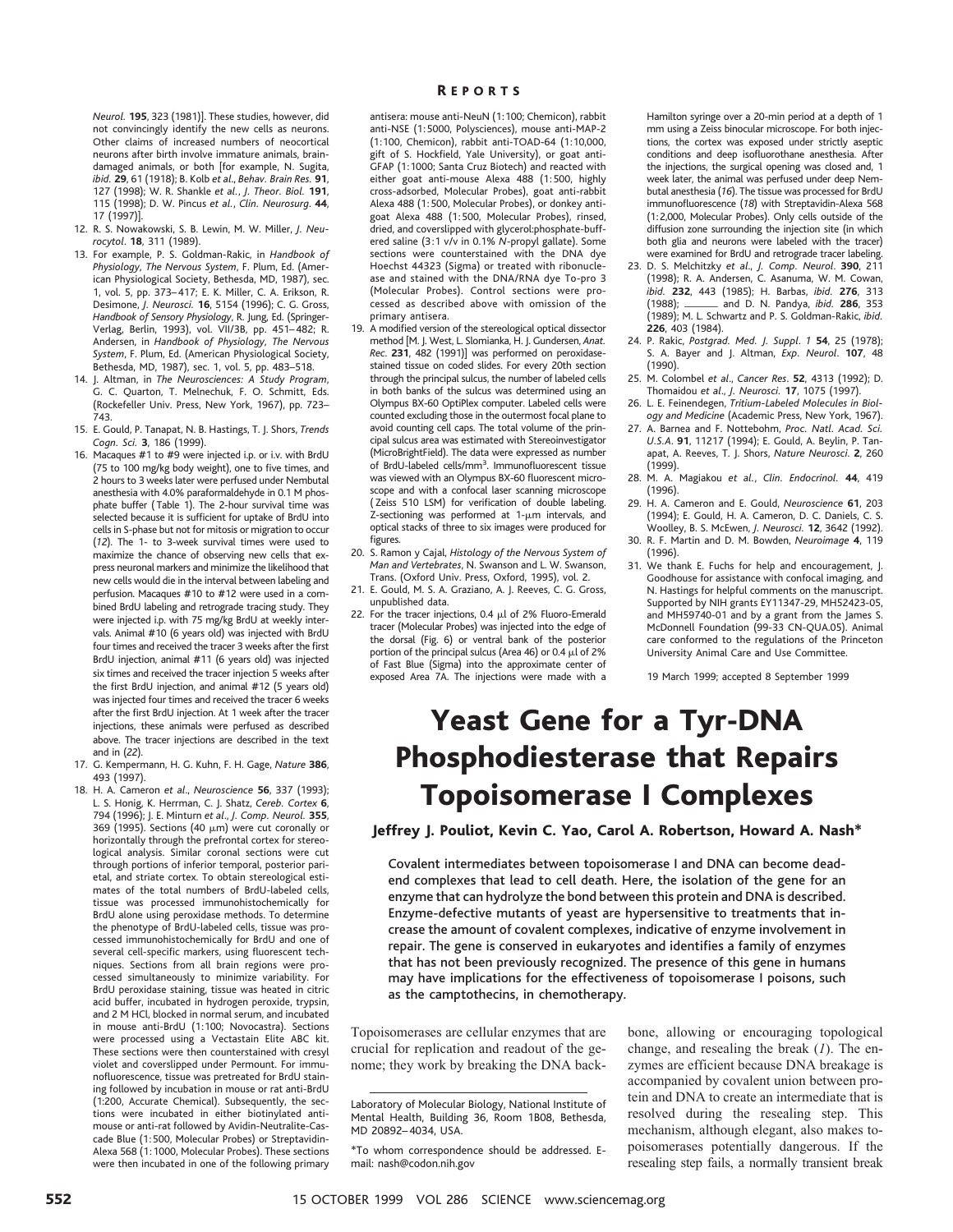*Neurol.* **195**, 323 (1981)]. These studies, however, did not convincingly identify the new cells as neurons. Other claims of increased numbers of neocortical neurons after birth involve immature animals, brain-damaged animals, or both [for example, N. Sugita, *ibid.* **29**, 61 (1918); B. Kolb *et al.*, *Behav. Brain Res.* **91**, 127 (1998); W. R. Shankle *et al.*, *J. Theor. Biol.* **191**, 115 (1998); D. W. Pincus *et al.*, *Clin. Neurosurg.* **44**, 17 (1997)].

12. R. S. Nowakowski, S. B. Lewin, M. W. Miller, *J. Neurocytol.* **18**, 311 (1989).
13. For example, P. S. Goldman-Rakic, in *Handbook of Physiology, The Nervous System*, F. Plum, Ed. (American Physiological Society, Bethesda, MD, 1987), sec. 1, vol. 5, pp. 373–417; E. K. Miller, C. A. Erikson, R. Desimone, *J. Neurosci.* **16**, 5154 (1996); C. G. Gross, *Handbook of Sensory Physiology*, R. Jung, Ed. (Springer-Verlag, Berlin, 1993), vol. VII/3B, pp. 451–482; R. Andersen, in *Handbook of Physiology, The Nervous System*, F. Plum, Ed. (American Physiological Society, Bethesda, MD, 1987), sec. 1, vol. 5, pp. 483–518.
14. J. Altman, in *The Neurosciences: A Study Program*, G. C. Quarton, T. Melnechuk, F. O. Schmitt, Eds. (Rockefeller Univ. Press, New York, 1967), pp. 723–743.
15. E. Gould, P. Tanapat, N. B. Hastings, T. J. Shors, *Trends Cogn. Sci.* **3**, 186 (1999).
16. Macaques #1 to #9 were injected i.p. or i.v. with BrdU (75 to 100 mg/kg body weight), one to five times, and 2 hours to 3 weeks later were perfused under Nembutal anesthesia with 4.0% paraformaldehyde in 0.1 M phosphate buffer (Table 1). The 2-hour survival time was selected because it is sufficient for uptake of BrdU into cells in S-phase but not for mitosis or migration to occur (*12*). The 1- to 3-week survival times were used to maximize the chance of observing new cells that express neuronal markers and minimize the likelihood that new cells would die in the interval between labeling and perfusion. Macaques #10 to #12 were used in a combined BrdU labeling and retrograde tracing study. They were injected i.p. with 75 mg/kg BrdU at weekly intervals. Animal #10 (6 years old) was injected with BrdU four times and received the tracer 3 weeks after the first BrdU injection, animal #11 (6 years old) was injected six times and received the tracer injection 5 weeks after the first BrdU injection, and animal #12 (5 years old) was injected four times and received the tracer 6 weeks after the first BrdU injection. At 1 week after the tracer injections, these animals were perfused as described above. The tracer injections are described in the text and in (*22*).
17. G. Kempermann, H. G. Kuhn, F. H. Gage, *Nature* **386**, 493 (1997).
18. H. A. Cameron *et al.*, *Neuroscience* **56**, 337 (1993); L. S. Honig, K. Herrman, C. J. Shatz, *Cereb. Cortex* **6**, 794 (1996); J. E. Minturn *et al.*, *J. Comp. Neurol.* **355**, 369 (1995). Sections (40 μm) were cut coronally or horizontally through the prefrontal cortex for stereological analysis. Similar coronal sections were cut through portions of inferior temporal, posterior parietal, and striate cortex. To obtain stereological estimates of the total numbers of BrdU-labeled cells, tissue was processed immunohistochemically for BrdU alone using peroxidase methods. To determine the phenotype of BrdU-labeled cells, tissue was processed immunohistochemically for BrdU and one of several cell-specific markers, using fluorescent techniques. Sections from all brain regions were processed simultaneously to minimize variability. For BrdU peroxidase staining, tissue was heated in citric acid buffer, incubated in hydrogen peroxide, trypsin, and 2 M HCl, blocked in normal serum, and incubated in mouse anti-BrdU (1:100; Novocastra). Sections were processed using a Vectastain Elite ABC kit. These sections were then counterstained with cresyl violet and coverslipped under Permount. For immunofluorescence, tissue was pretreated for BrdU staining followed by incubation in mouse or rat anti-BrdU (1:200, Accurate Chemical). Subsequently, the sections were incubated in either biotinylated anti-mouse or anti-rat followed by Avidin-Neutralite-Cascade Blue (1:500, Molecular Probes) or Streptavidin-Alexa 568 (1:1000, Molecular Probes). These sections were then incubated in one of the following primary antisera: mouse anti-NeuN (1:100; Chemicon), rabbit anti-NSE (1:5000, Polysciences), mouse anti-MAP-2 (1:100, Chemicon), rabbit anti-TOAD-64 (1:10,000, gift of S. Hockfield, Yale University), or goat anti-GFAP (1:1000; Santa Cruz Biotech) and reacted with either goat anti-mouse Alexa 488 (1:500, highly cross-adsorbed, Molecular Probes), goat anti-rabbit Alexa 488 (1:500, Molecular Probes), or donkey anti-goat Alexa 488 (1:500, Molecular Probes), rinsed, dried, and coverslipped with glycerol:phosphate-buffered saline (3:1 v/v in 0.1% *N*-propyl gallate). Some sections were counterstained with the DNA dye Hoechst 44323 (Sigma) or treated with ribonuclease and stained with the DNA/RNA dye To-pro 3 (Molecular Probes). Control sections were processed as described above with omission of the primary antisera.
19. A modified version of the stereological optical dissector method [M. J. West, L. Slomianka, H. J. Gundersen, *Anat. Rec.* **231**, 482 (1991)] was performed on peroxidase-stained tissue on coded slides. For every 20th section through the principal sulcus, the number of labeled cells in both banks of the sulcus was determined using an Olympus BX-60 OptiPlex computer. Labeled cells were counted excluding those in the outermost focal plane to avoid counting cell caps. The total volume of the principal sulcus area was estimated with Stereoinvestigator (MicroBrightField). The data were expressed as number of BrdU-labeled cells/$mm^3$. Immunofluorescent tissue was viewed with an Olympus BX-60 fluorescent microscope and with a confocal laser scanning microscope (Zeiss 510 LSM) for verification of double labeling. Z-sectioning was performed at 1-μm intervals, and optical stacks of three to six images were produced for figures.
20. S. Ramon y Cajal, *Histology of the Nervous System of Man and Vertebrates*, N. Swanson and L. W. Swanson, Trans. (Oxford Univ. Press, Oxford, 1995), vol. 2.
21. E. Gould, M. S. A. Graziano, A. J. Reeves, C. G. Gross, unpublished data.
22. For the tracer injections, 0.4 μl of 2% Fluoro-Emerald tracer (Molecular Probes) was injected into the edge of the dorsal (Fig. 6) or ventral bank of the posterior portion of the principal sulcus (Area 46) or 0.4 μl of 2% of Fast Blue (Sigma) into the approximate center of exposed Area 7A. The injections were made with a Hamilton syringe over a 20-min period at a depth of 1 mm using a Zeiss binocular microscope. For both injections, the cortex was exposed under strictly aseptic conditions and deep isofluorothane anesthesia. After the injections, the surgical opening was closed and, 1 week later, the animal was perfused under deep Nembutal anesthesia (*16*). The tissue was processed for BrdU immunofluorescence (*18*) with Streptavidin-Alexa 568 (1:2,000, Molecular Probes). Only cells outside of the diffusion zone surrounding the injection site (in which both glia and neurons were labeled with the tracer) were examined for BrdU and retrograde tracer labeling.
23. D. S. Melchitzky *et al.*, *J. Comp. Neurol.* **390**, 211 (1998); R. A. Andersen, C. Asanuma, W. M. Cowan, *ibid.* **232**, 443 (1985); H. Barbas, *ibid.* **276**, 313 (1988); ______ and D. N. Pandya, *ibid.* **286**, 353 (1989); M. L. Schwartz and P. S. Goldman-Rakic, *ibid.* **226**, 403 (1984).
24. P. Rakic, *Postgrad. Med. J. Suppl. 1* **54**, 25 (1978); S. A. Bayer and J. Altman, *Exp. Neurol.* **107**, 48 (1990).
25. M. Colombel *et al.*, *Cancer Res.* **52**, 4313 (1992); D. Thomaidou *et al.*, *J. Neurosci.* **17**, 1075 (1997).
26. L. E. Feinendegen, *Tritium-Labeled Molecules in Biology and Medicine* (Academic Press, New York, 1967).
27. A. Barnea and F. Nottebohm, *Proc. Natl. Acad. Sci. U.S.A.* **91**, 11217 (1994); E. Gould, A. Beylin, P. Tanapat, A. Reeves, T. J. Shors, *Nature Neurosci.* **2**, 260 (1999).
28. M. A. Magiakou *et al.*, *Clin. Endocrinol.* **44**, 419 (1996).
29. H. A. Cameron and E. Gould, *Neuroscience* **61**, 203 (1994); E. Gould, H. A. Cameron, D. C. Daniels, C. S. Woolley, B. S. McEwen, *J. Neurosci.* **12**, 3642 (1992).
30. R. F. Martin and D. M. Bowden, *Neuroimage* **4**, 119 (1996).
31. We thank E. Fuchs for help and encouragement, J. Goodhouse for assistance with confocal imaging, and N. Hastings for helpful comments on the manuscript. Supported by NIH grants EY11347-29, MH52423-05, and MH59740-01 and by a grant from the James S. McDonnell Foundation (99-33 CN-QUA.05). Animal care conformed to the regulations of the Princeton University Animal Care and Use Committee.

19 March 1999; accepted 8 September 1999

# Yeast Gene for a Tyr-DNA Phosphodiesterase that Repairs Topoisomerase I Complexes

**Jeffrey J. Pouliot, Kevin C. Yao, Carol A. Robertson, Howard A. Nash***

**Covalent intermediates between topoisomerase I and DNA can become dead-end complexes that lead to cell death. Here, the isolation of the gene for an enzyme that can hydrolyze the bond between this protein and DNA is described. Enzyme-defective mutants of yeast are hypersensitive to treatments that increase the amount of covalent complexes, indicative of enzyme involvement in repair. The gene is conserved in eukaryotes and identifies a family of enzymes that has not been previously recognized. The presence of this gene in humans may have implications for the effectiveness of topoisomerase I poisons, such as the camptothecins, in chemotherapy.**

Topoisomerases are cellular enzymes that are crucial for replication and readout of the genome; they work by breaking the DNA backbone, allowing or encouraging topological change, and resealing the break (*1*). The enzymes are efficient because DNA breakage is accompanied by covalent union between protein and DNA to create an intermediate that is resolved during the resealing step. This mechanism, although elegant, also makes topoisomerases potentially dangerous. If the resealing step fails, a normally transient break

Laboratory of Molecular Biology, National Institute of Mental Health, Building 36, Room 1B08, Bethesda, MD 20892–4034, USA.

*To whom correspondence should be addressed. E-mail: nash@codon.nih.gov